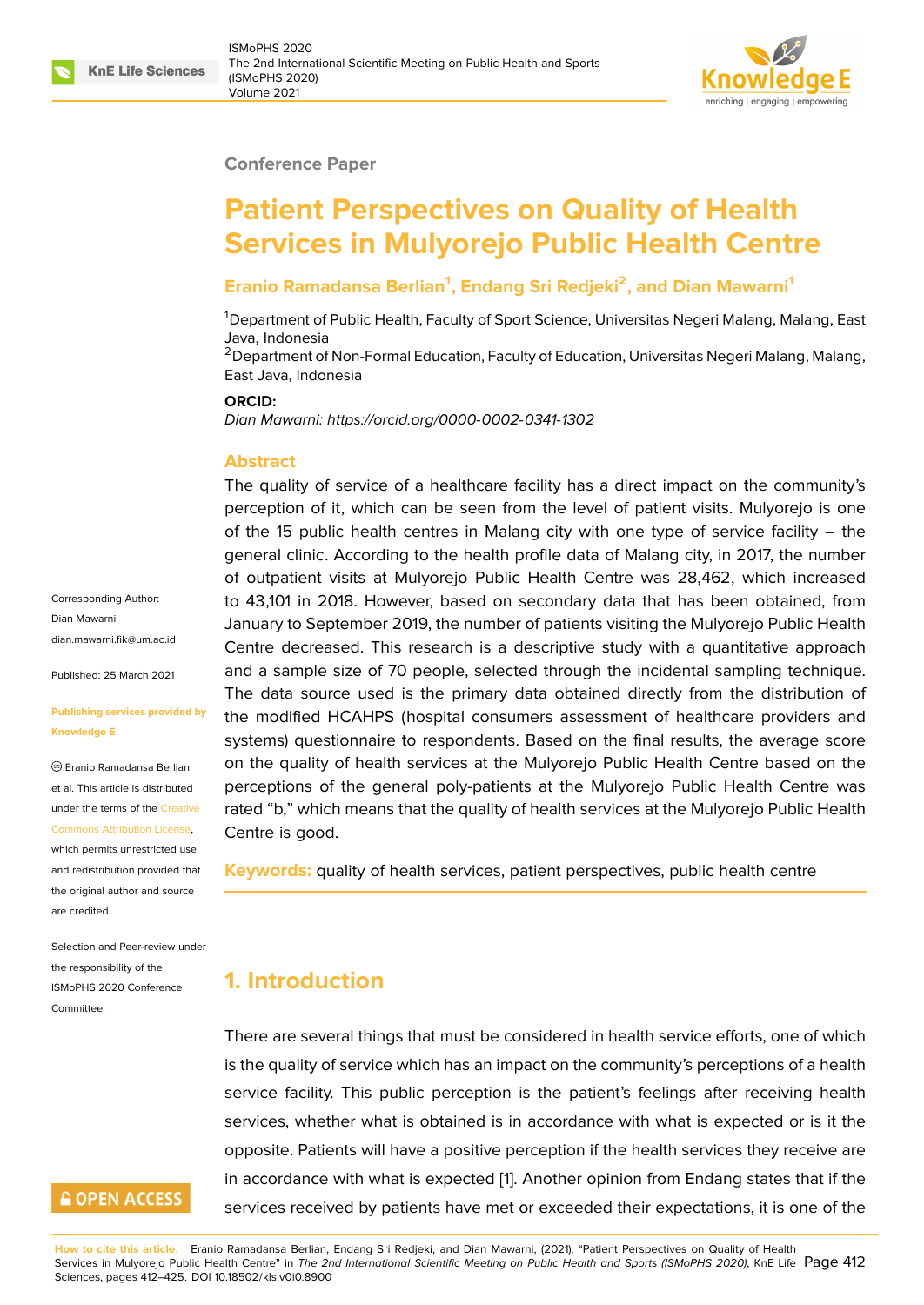Conference Paper

# Patient Perspectives on Quality of Health Services in Mulyorejo Public Health Centre

**Eranio Ramadansa Berlian[1], Endang Sri Redjeki[2], and Dian Mawarni[1]**

[1]Department of Public Health, Faculty of Sport Science, Universitas Negeri Malang, Malang, East Java, Indonesia
[2]Department of Non-Formal Education, Faculty of Education, Universitas Negeri Malang, Malang, East Java, Indonesia

**ORCID:**
*Dian Mawarni: https://orcid.org/0000-0002-0341-1302*

Corresponding Author: Dian Mawarni dian.mawarni.fik@um.ac.id

Published: 25 March 2021

Publishing services provided by Knowledge E

© Eranio Ramadansa Berlian et al. This article is distributed under the terms of the Creative Commons Attribution License, which permits unrestricted use and redistribution provided that the original author and source are credited.

Selection and Peer-review under the responsibility of the ISMoPHS 2020 Conference Committee.

## Abstract

The quality of service of a healthcare facility has a direct impact on the community's perception of it, which can be seen from the level of patient visits. Mulyorejo is one of the 15 public health centres in Malang city with one type of service facility – the general clinic. According to the health profile data of Malang city, in 2017, the number of outpatient visits at Mulyorejo Public Health Centre was 28,462, which increased to 43,101 in 2018. However, based on secondary data that has been obtained, from January to September 2019, the number of patients visiting the Mulyorejo Public Health Centre decreased. This research is a descriptive study with a quantitative approach and a sample size of 70 people, selected through the incidental sampling technique. The data source used is the primary data obtained directly from the distribution of the modified HCAHPS (hospital consumers assessment of healthcare providers and systems) questionnaire to respondents. Based on the final results, the average score on the quality of health services at the Mulyorejo Public Health Centre based on the perceptions of the general poly-patients at the Mulyorejo Public Health Centre was rated "b," which means that the quality of health services at the Mulyorejo Public Health Centre is good.

**Keywords:** quality of health services, patient perspectives, public health centre

## 1. Introduction

There are several things that must be considered in health service efforts, one of which is the quality of service which has an impact on the community's perceptions of a health service facility. This public perception is the patient's feelings after receiving health services, whether what is obtained is in accordance with what is expected or is it the opposite. Patients will have a positive perception if the health services they receive are in accordance with what is expected [1]. Another opinion from Endang states that if the services received by patients have met or exceeded their expectations, it is one of the

**How to cite this article**: Eranio Ramadansa Berlian, Endang Sri Redjeki, and Dian Mawarni, (2021), "Patient Perspectives on Quality of Health Services in Mulyorejo Public Health Centre" in *The 2nd International Scientific Meeting on Public Health and Sports (ISMoPHS 2020)*, KnE Life Sciences, pages 412–425. DOI 10.18502/kls.v0i0.8900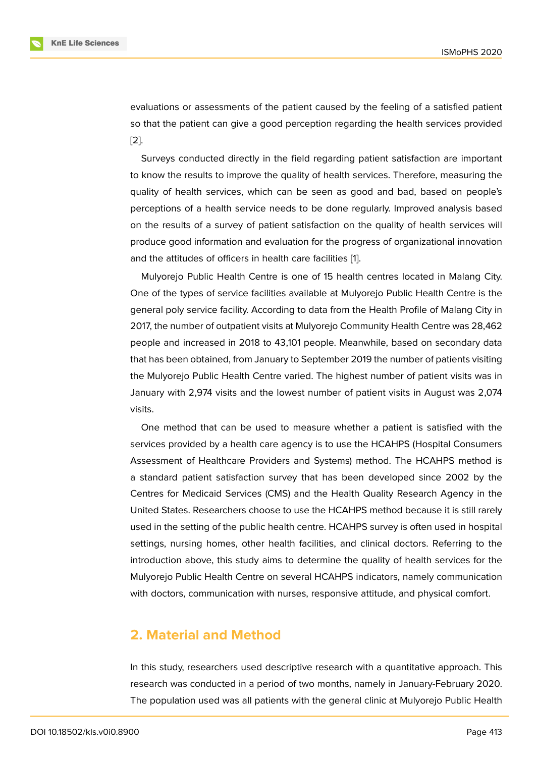evaluations or assessments of the patient caused by the feeling of a satisfied patient so that the patient can give a good perception regarding the health services provided [2].

Surveys conducted directly in the field regarding patient satisfaction are important to know the results to improve the quality of health services. Therefore, measuring the quality of health services, which can be seen as good and bad, based on people's perceptions of a health service needs to be done regularly. Improved analysis based on the results of a survey of patient satisfaction on the quality of health services will produce good information and evaluation for the progress of organizational innovation and the attitudes of officers in health care facilities [1].

Mulyorejo Public Health Centre is one of 15 health centres located in Malang City. One of the types of service facilities available at Mulyorejo Public Health Centre is the general poly service facility. According to data from the Health Profile of Malang City in 2017, the number of outpatient visits at Mulyorejo Community Health Centre was 28,462 people and increased in 2018 to 43,101 people. Meanwhile, based on secondary data that has been obtained, from January to September 2019 the number of patients visiting the Mulyorejo Public Health Centre varied. The highest number of patient visits was in January with 2,974 visits and the lowest number of patient visits in August was 2,074 visits.

One method that can be used to measure whether a patient is satisfied with the services provided by a health care agency is to use the HCAHPS (Hospital Consumers Assessment of Healthcare Providers and Systems) method. The HCAHPS method is a standard patient satisfaction survey that has been developed since 2002 by the Centres for Medicaid Services (CMS) and the Health Quality Research Agency in the United States. Researchers choose to use the HCAHPS method because it is still rarely used in the setting of the public health centre. HCAHPS survey is often used in hospital settings, nursing homes, other health facilities, and clinical doctors. Referring to the introduction above, this study aims to determine the quality of health services for the Mulyorejo Public Health Centre on several HCAHPS indicators, namely communication with doctors, communication with nurses, responsive attitude, and physical comfort.

## 2. Material and Method

In this study, researchers used descriptive research with a quantitative approach. This research was conducted in a period of two months, namely in January-February 2020. The population used was all patients with the general clinic at Mulyorejo Public Health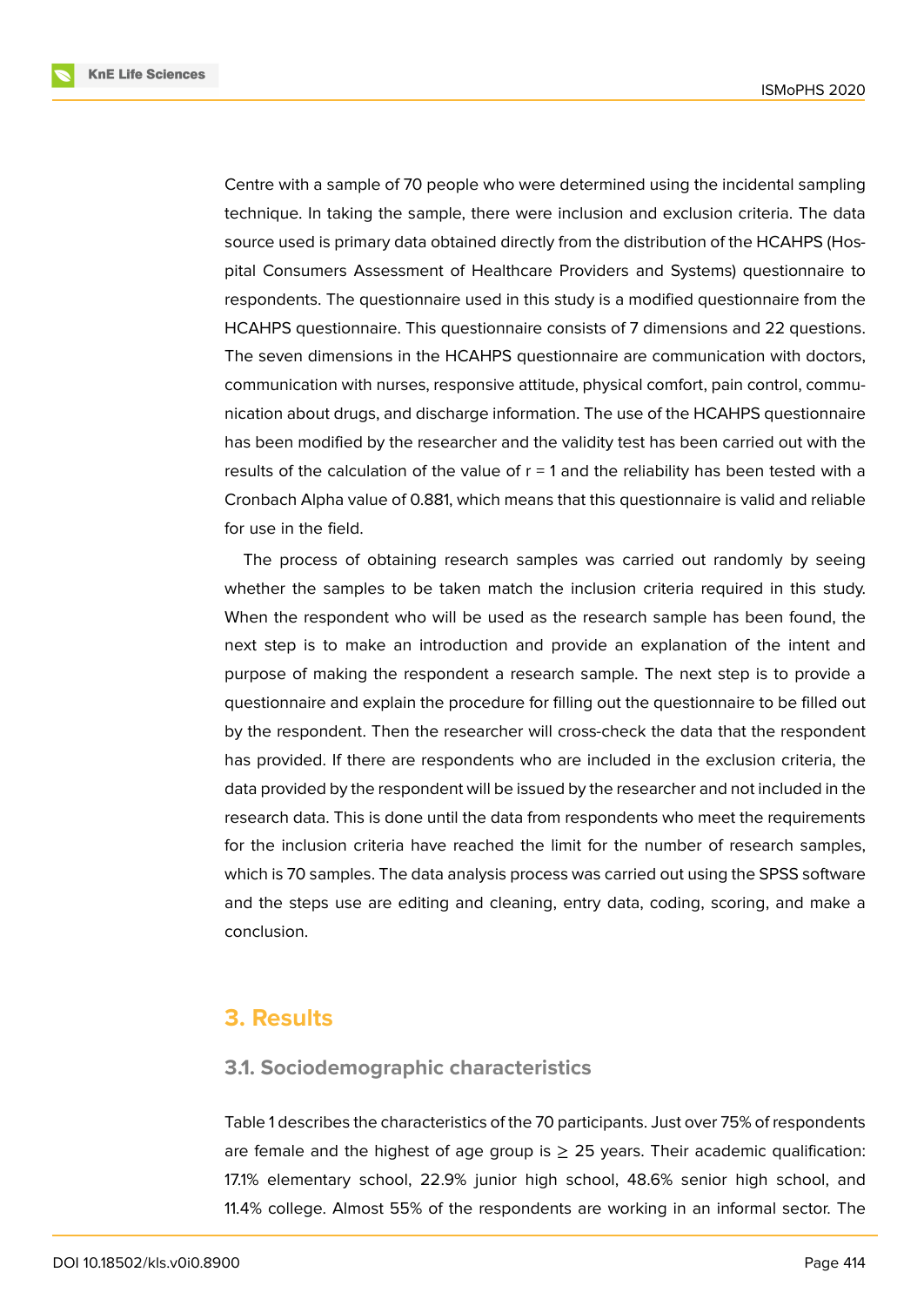Centre with a sample of 70 people who were determined using the incidental sampling technique. In taking the sample, there were inclusion and exclusion criteria. The data source used is primary data obtained directly from the distribution of the HCAHPS (Hospital Consumers Assessment of Healthcare Providers and Systems) questionnaire to respondents. The questionnaire used in this study is a modified questionnaire from the HCAHPS questionnaire. This questionnaire consists of 7 dimensions and 22 questions. The seven dimensions in the HCAHPS questionnaire are communication with doctors, communication with nurses, responsive attitude, physical comfort, pain control, communication about drugs, and discharge information. The use of the HCAHPS questionnaire has been modified by the researcher and the validity test has been carried out with the results of the calculation of the value of r = 1 and the reliability has been tested with a Cronbach Alpha value of 0.881, which means that this questionnaire is valid and reliable for use in the field.

The process of obtaining research samples was carried out randomly by seeing whether the samples to be taken match the inclusion criteria required in this study. When the respondent who will be used as the research sample has been found, the next step is to make an introduction and provide an explanation of the intent and purpose of making the respondent a research sample. The next step is to provide a questionnaire and explain the procedure for filling out the questionnaire to be filled out by the respondent. Then the researcher will cross-check the data that the respondent has provided. If there are respondents who are included in the exclusion criteria, the data provided by the respondent will be issued by the researcher and not included in the research data. This is done until the data from respondents who meet the requirements for the inclusion criteria have reached the limit for the number of research samples, which is 70 samples. The data analysis process was carried out using the SPSS software and the steps use are editing and cleaning, entry data, coding, scoring, and make a conclusion.

## 3. Results

### 3.1. Sociodemographic characteristics

Table 1 describes the characteristics of the 70 participants. Just over 75% of respondents are female and the highest of age group is ≥ 25 years. Their academic qualification: 17.1% elementary school, 22.9% junior high school, 48.6% senior high school, and 11.4% college. Almost 55% of the respondents are working in an informal sector. The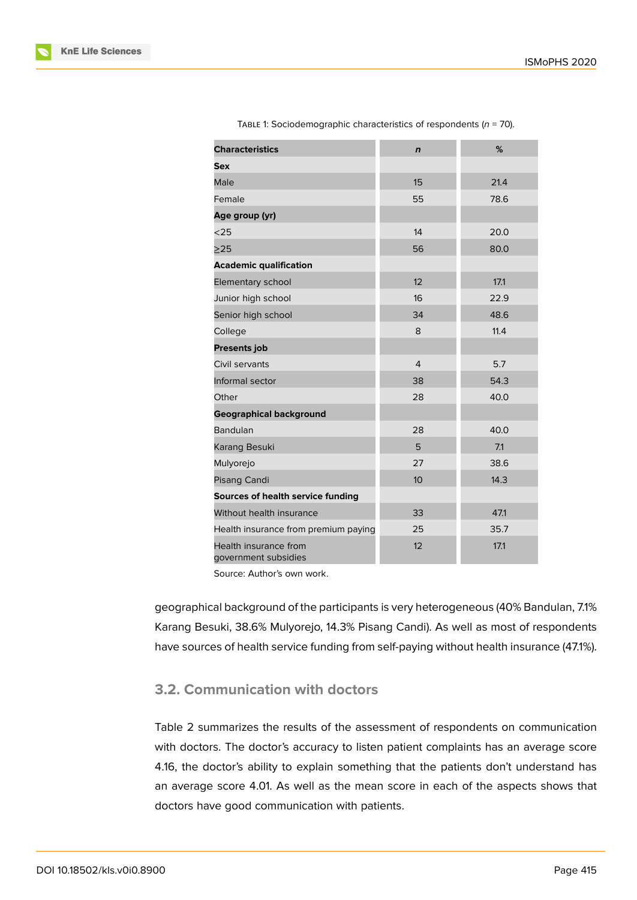Table 1: Sociodemographic characteristics of respondents ($n$ = 70).

| Characteristics | *n* | % |
|---|---|---|
| **Sex** | | |
| Male | 15 | 21.4 |
| Female | 55 | 78.6 |
| **Age group (yr)** | | |
| <25 | 14 | 20.0 |
| ≥25 | 56 | 80.0 |
| **Academic qualification** | | |
| Elementary school | 12 | 17.1 |
| Junior high school | 16 | 22.9 |
| Senior high school | 34 | 48.6 |
| College | 8 | 11.4 |
| **Presents job** | | |
| Civil servants | 4 | 5.7 |
| Informal sector | 38 | 54.3 |
| Other | 28 | 40.0 |
| **Geographical background** | | |
| Bandulan | 28 | 40.0 |
| Karang Besuki | 5 | 7.1 |
| Mulyorejo | 27 | 38.6 |
| Pisang Candi | 10 | 14.3 |
| **Sources of health service funding** | | |
| Without health insurance | 33 | 47.1 |
| Health insurance from premium paying | 25 | 35.7 |
| Health insurance from government subsidies | 12 | 17.1 |

Source: Author's own work.

geographical background of the participants is very heterogeneous (40% Bandulan, 7.1% Karang Besuki, 38.6% Mulyorejo, 14.3% Pisang Candi). As well as most of respondents have sources of health service funding from self-paying without health insurance (47.1%).

### 3.2. Communication with doctors

Table 2 summarizes the results of the assessment of respondents on communication with doctors. The doctor's accuracy to listen patient complaints has an average score 4.16, the doctor's ability to explain something that the patients don't understand has an average score 4.01. As well as the mean score in each of the aspects shows that doctors have good communication with patients.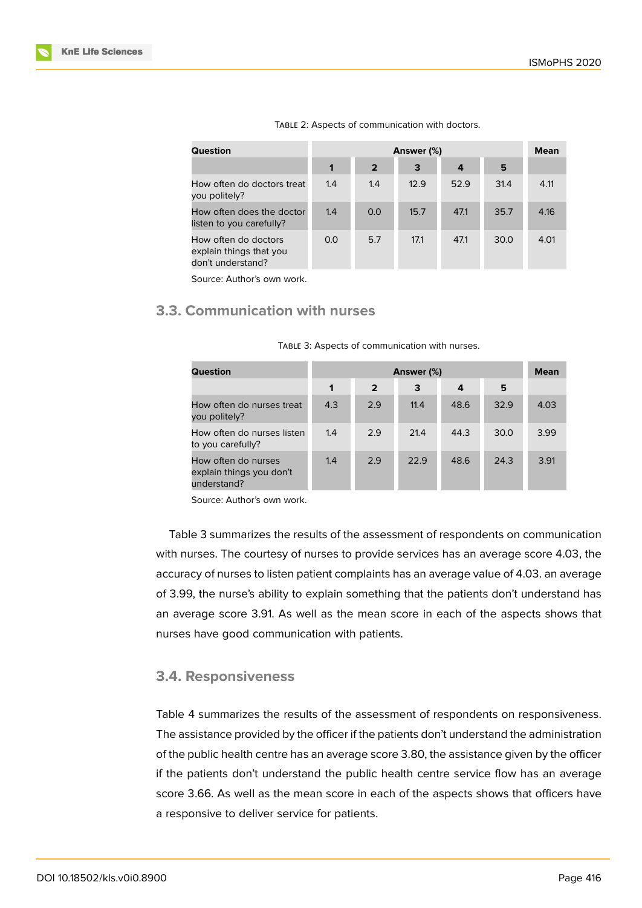Table 2: Aspects of communication with doctors.

| Question | Answer (%) | | | | | Mean |
|---|---|---|---|---|---|---|
| | 1 | 2 | 3 | 4 | 5 | |
| How often do doctors treat you politely? | 1.4 | 1.4 | 12.9 | 52.9 | 31.4 | 4.11 |
| How often does the doctor listen to you carefully? | 1.4 | 0.0 | 15.7 | 47.1 | 35.7 | 4.16 |
| How often do doctors explain things that you don't understand? | 0.0 | 5.7 | 17.1 | 47.1 | 30.0 | 4.01 |

Source: Author's own work.

### 3.3. Communication with nurses

Table 3: Aspects of communication with nurses.

| Question | Answer (%) | | | | | Mean |
|---|---|---|---|---|---|---|
| | 1 | 2 | 3 | 4 | 5 | |
| How often do nurses treat you politely? | 4.3 | 2.9 | 11.4 | 48.6 | 32.9 | 4.03 |
| How often do nurses listen to you carefully? | 1.4 | 2.9 | 21.4 | 44.3 | 30.0 | 3.99 |
| How often do nurses explain things you don't understand? | 1.4 | 2.9 | 22.9 | 48.6 | 24.3 | 3.91 |

Source: Author's own work.

Table 3 summarizes the results of the assessment of respondents on communication with nurses. The courtesy of nurses to provide services has an average score 4.03, the accuracy of nurses to listen patient complaints has an average value of 4.03. an average of 3.99, the nurse's ability to explain something that the patients don't understand has an average score 3.91. As well as the mean score in each of the aspects shows that nurses have good communication with patients.

### 3.4. Responsiveness

Table 4 summarizes the results of the assessment of respondents on responsiveness. The assistance provided by the officer if the patients don't understand the administration of the public health centre has an average score 3.80, the assistance given by the officer if the patients don't understand the public health centre service flow has an average score 3.66. As well as the mean score in each of the aspects shows that officers have a responsive to deliver service for patients.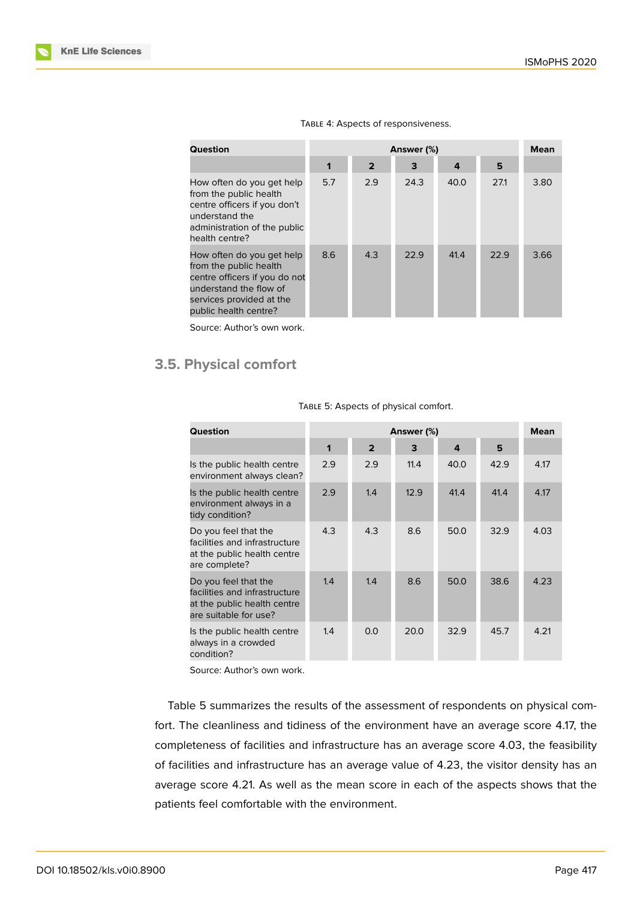Table 4: Aspects of responsiveness.

| Question | Answer (%) | | | | | Mean |
|---|---|---|---|---|---|---|
| | 1 | 2 | 3 | 4 | 5 | |
| How often do you get help from the public health centre officers if you don't understand the administration of the public health centre? | 5.7 | 2.9 | 24.3 | 40.0 | 27.1 | 3.80 |
| How often do you get help from the public health centre officers if you do not understand the flow of services provided at the public health centre? | 8.6 | 4.3 | 22.9 | 41.4 | 22.9 | 3.66 |

Source: Author's own work.

## 3.5. Physical comfort

Table 5: Aspects of physical comfort.

| Question | Answer (%) | | | | | Mean |
|---|---|---|---|---|---|---|
| | 1 | 2 | 3 | 4 | 5 | |
| Is the public health centre environment always clean? | 2.9 | 2.9 | 11.4 | 40.0 | 42.9 | 4.17 |
| Is the public health centre environment always in a tidy condition? | 2.9 | 1.4 | 12.9 | 41.4 | 41.4 | 4.17 |
| Do you feel that the facilities and infrastructure at the public health centre are complete? | 4.3 | 4.3 | 8.6 | 50.0 | 32.9 | 4.03 |
| Do you feel that the facilities and infrastructure at the public health centre are suitable for use? | 1.4 | 1.4 | 8.6 | 50.0 | 38.6 | 4.23 |
| Is the public health centre always in a crowded condition? | 1.4 | 0.0 | 20.0 | 32.9 | 45.7 | 4.21 |

Source: Author's own work.

Table 5 summarizes the results of the assessment of respondents on physical comfort. The cleanliness and tidiness of the environment have an average score 4.17, the completeness of facilities and infrastructure has an average score 4.03, the feasibility of facilities and infrastructure has an average value of 4.23, the visitor density has an average score 4.21. As well as the mean score in each of the aspects shows that the patients feel comfortable with the environment.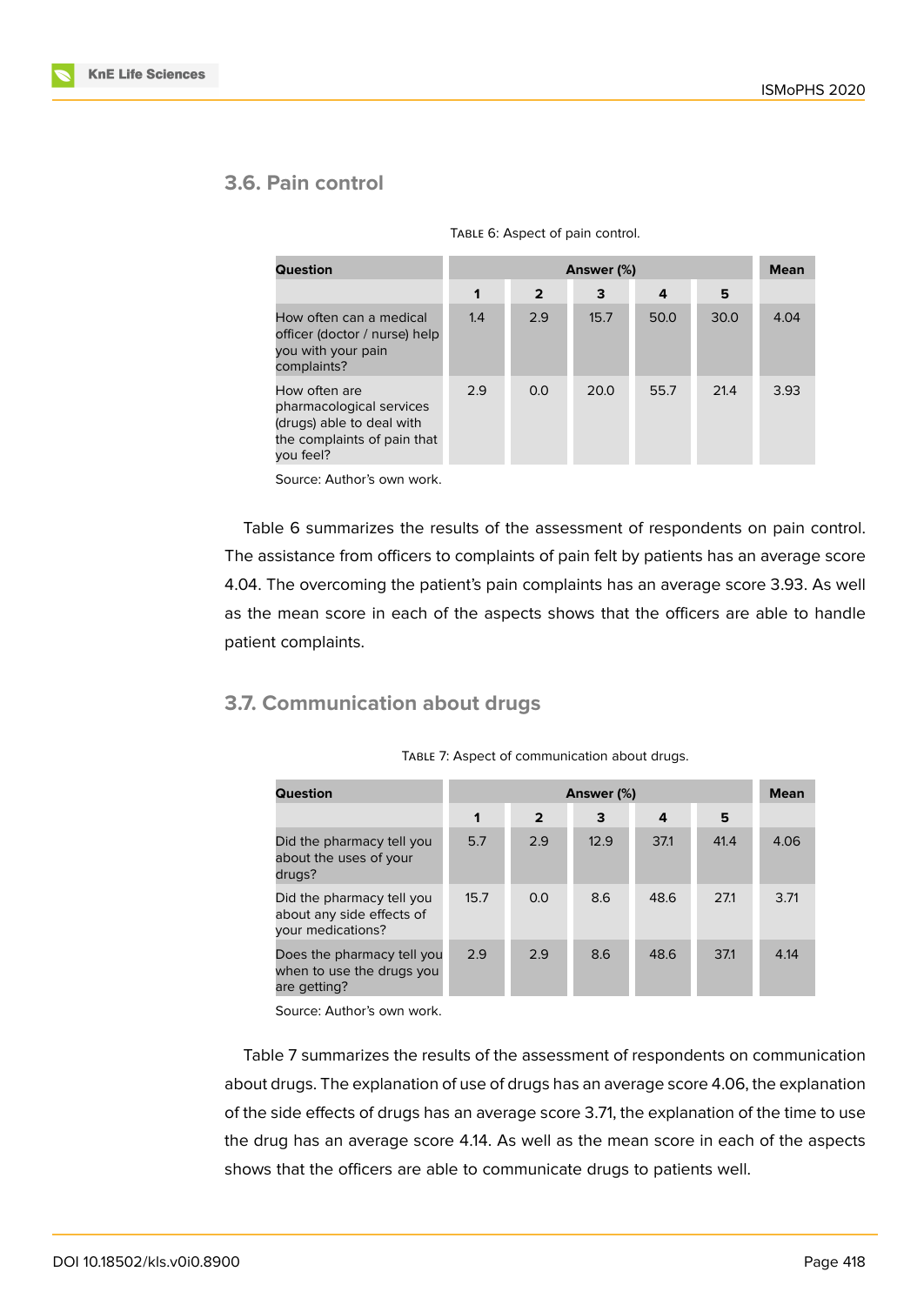### 3.6. Pain control

Table 6: Aspect of pain control.

| Question | Answer (%) | | | | | Mean |
|---|---|---|---|---|---|---|
| | 1 | 2 | 3 | 4 | 5 | |
| How often can a medical officer (doctor / nurse) help you with your pain complaints? | 1.4 | 2.9 | 15.7 | 50.0 | 30.0 | 4.04 |
| How often are pharmacological services (drugs) able to deal with the complaints of pain that you feel? | 2.9 | 0.0 | 20.0 | 55.7 | 21.4 | 3.93 |

Source: Author's own work.

Table 6 summarizes the results of the assessment of respondents on pain control. The assistance from officers to complaints of pain felt by patients has an average score 4.04. The overcoming the patient's pain complaints has an average score 3.93. As well as the mean score in each of the aspects shows that the officers are able to handle patient complaints.

### 3.7. Communication about drugs

Table 7: Aspect of communication about drugs.

| Question | Answer (%) | | | | | Mean |
|---|---|---|---|---|---|---|
| | 1 | 2 | 3 | 4 | 5 | |
| Did the pharmacy tell you about the uses of your drugs? | 5.7 | 2.9 | 12.9 | 37.1 | 41.4 | 4.06 |
| Did the pharmacy tell you about any side effects of your medications? | 15.7 | 0.0 | 8.6 | 48.6 | 27.1 | 3.71 |
| Does the pharmacy tell you when to use the drugs you are getting? | 2.9 | 2.9 | 8.6 | 48.6 | 37.1 | 4.14 |

Source: Author's own work.

Table 7 summarizes the results of the assessment of respondents on communication about drugs. The explanation of use of drugs has an average score 4.06, the explanation of the side effects of drugs has an average score 3.71, the explanation of the time to use the drug has an average score 4.14. As well as the mean score in each of the aspects shows that the officers are able to communicate drugs to patients well.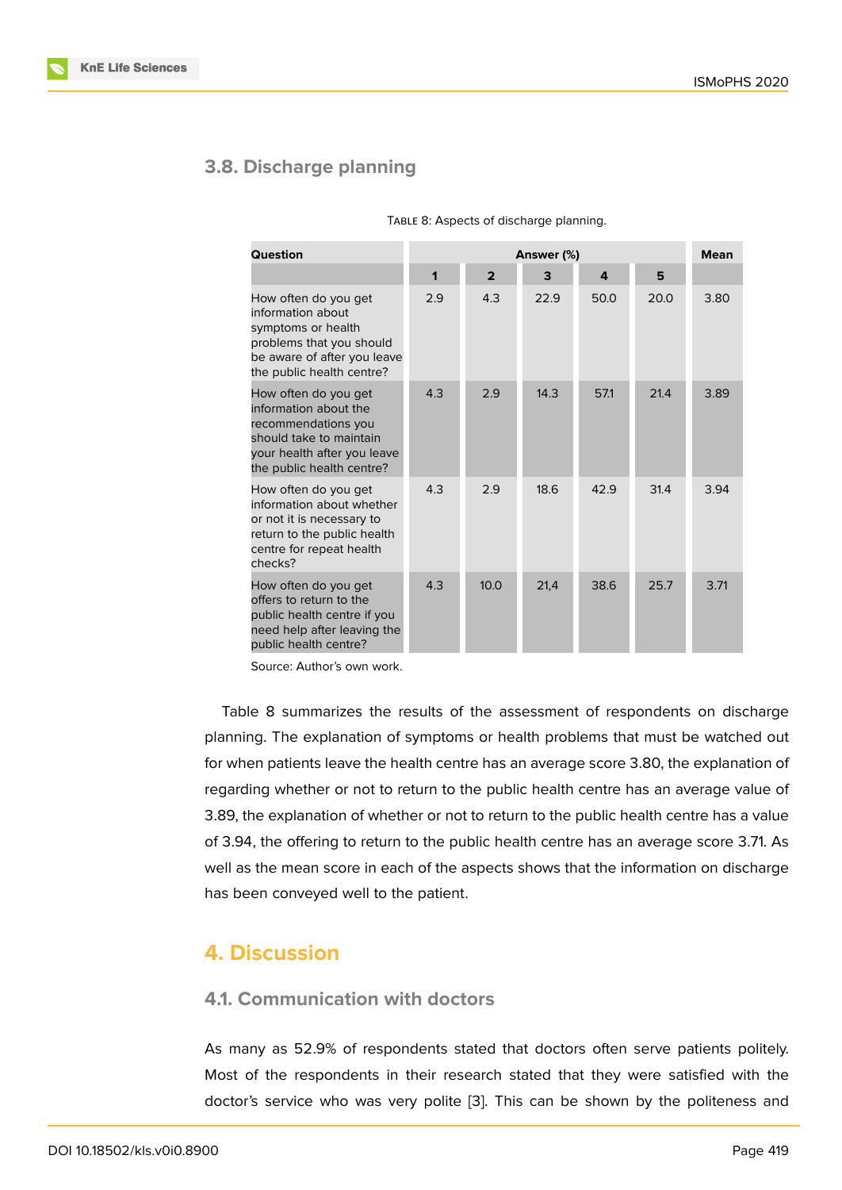### 3.8. Discharge planning

Table 8: Aspects of discharge planning.

| Question | Answer (%) | | | | | Mean |
|---|---|---|---|---|---|---|
| | 1 | 2 | 3 | 4 | 5 | |
| How often do you get information about symptoms or health problems that you should be aware of after you leave the public health centre? | 2.9 | 4.3 | 22.9 | 50.0 | 20.0 | 3.80 |
| How often do you get information about the recommendations you should take to maintain your health after you leave the public health centre? | 4.3 | 2.9 | 14.3 | 57.1 | 21.4 | 3.89 |
| How often do you get information about whether or not it is necessary to return to the public health centre for repeat health checks? | 4.3 | 2.9 | 18.6 | 42.9 | 31.4 | 3.94 |
| How often do you get offers to return to the public health centre if you need help after leaving the public health centre? | 4.3 | 10.0 | 21,4 | 38.6 | 25.7 | 3.71 |

Source: Author's own work.

Table 8 summarizes the results of the assessment of respondents on discharge planning. The explanation of symptoms or health problems that must be watched out for when patients leave the health centre has an average score 3.80, the explanation of regarding whether or not to return to the public health centre has an average value of 3.89, the explanation of whether or not to return to the public health centre has a value of 3.94, the offering to return to the public health centre has an average score 3.71. As well as the mean score in each of the aspects shows that the information on discharge has been conveyed well to the patient.

## 4. Discussion

### 4.1. Communication with doctors

As many as 52.9% of respondents stated that doctors often serve patients politely. Most of the respondents in their research stated that they were satisfied with the doctor's service who was very polite [3]. This can be shown by the politeness and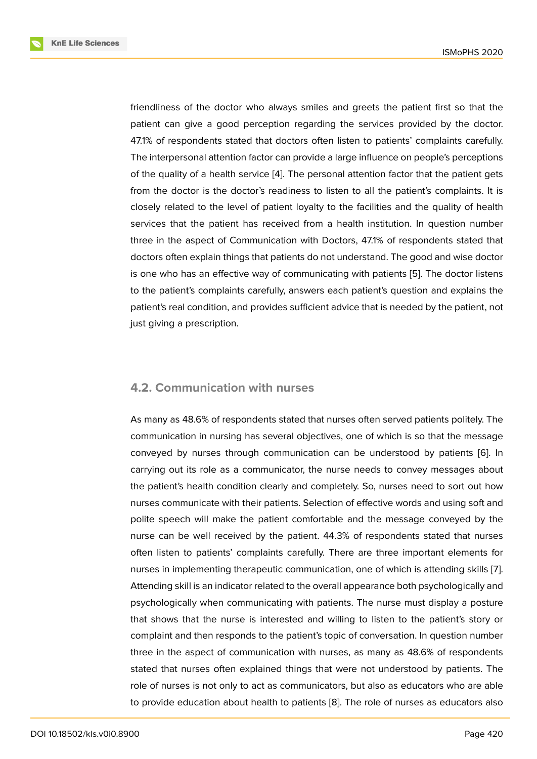friendliness of the doctor who always smiles and greets the patient first so that the patient can give a good perception regarding the services provided by the doctor. 47.1% of respondents stated that doctors often listen to patients' complaints carefully. The interpersonal attention factor can provide a large influence on people's perceptions of the quality of a health service [4]. The personal attention factor that the patient gets from the doctor is the doctor's readiness to listen to all the patient's complaints. It is closely related to the level of patient loyalty to the facilities and the quality of health services that the patient has received from a health institution. In question number three in the aspect of Communication with Doctors, 47.1% of respondents stated that doctors often explain things that patients do not understand. The good and wise doctor is one who has an effective way of communicating with patients [5]. The doctor listens to the patient's complaints carefully, answers each patient's question and explains the patient's real condition, and provides sufficient advice that is needed by the patient, not just giving a prescription.

## 4.2. Communication with nurses

As many as 48.6% of respondents stated that nurses often served patients politely. The communication in nursing has several objectives, one of which is so that the message conveyed by nurses through communication can be understood by patients [6]. In carrying out its role as a communicator, the nurse needs to convey messages about the patient's health condition clearly and completely. So, nurses need to sort out how nurses communicate with their patients. Selection of effective words and using soft and polite speech will make the patient comfortable and the message conveyed by the nurse can be well received by the patient. 44.3% of respondents stated that nurses often listen to patients' complaints carefully. There are three important elements for nurses in implementing therapeutic communication, one of which is attending skills [7]. Attending skill is an indicator related to the overall appearance both psychologically and psychologically when communicating with patients. The nurse must display a posture that shows that the nurse is interested and willing to listen to the patient's story or complaint and then responds to the patient's topic of conversation. In question number three in the aspect of communication with nurses, as many as 48.6% of respondents stated that nurses often explained things that were not understood by patients. The role of nurses is not only to act as communicators, but also as educators who are able to provide education about health to patients [8]. The role of nurses as educators also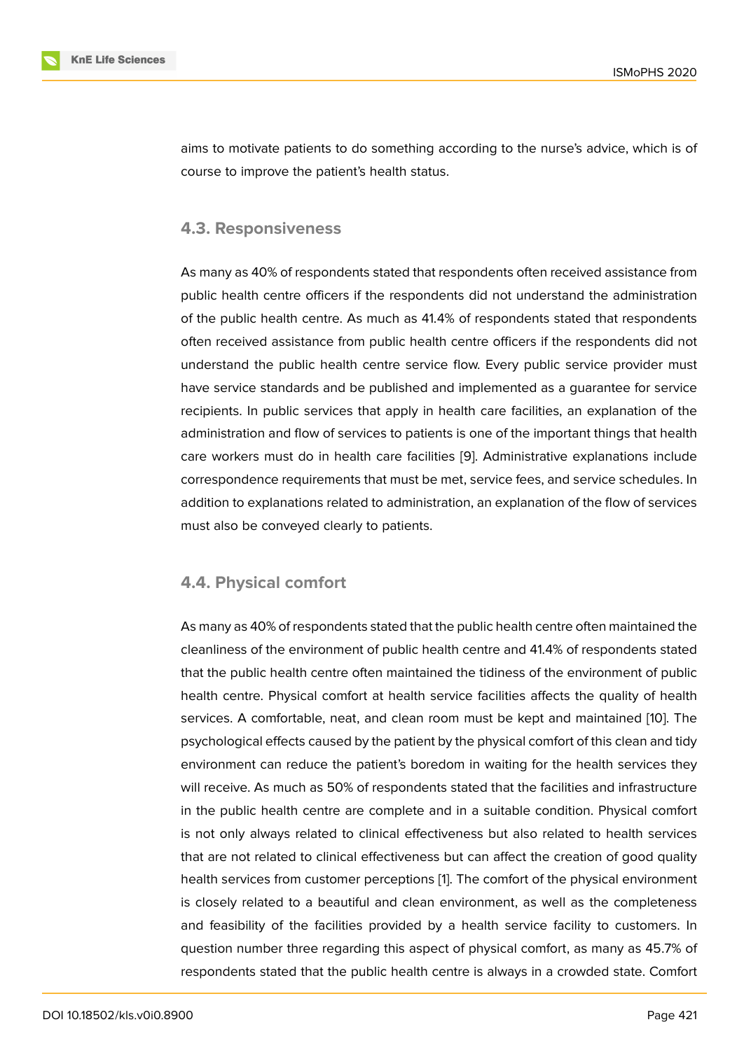aims to motivate patients to do something according to the nurse's advice, which is of course to improve the patient's health status.

### 4.3. Responsiveness

As many as 40% of respondents stated that respondents often received assistance from public health centre officers if the respondents did not understand the administration of the public health centre. As much as 41.4% of respondents stated that respondents often received assistance from public health centre officers if the respondents did not understand the public health centre service flow. Every public service provider must have service standards and be published and implemented as a guarantee for service recipients. In public services that apply in health care facilities, an explanation of the administration and flow of services to patients is one of the important things that health care workers must do in health care facilities [9]. Administrative explanations include correspondence requirements that must be met, service fees, and service schedules. In addition to explanations related to administration, an explanation of the flow of services must also be conveyed clearly to patients.

### 4.4. Physical comfort

As many as 40% of respondents stated that the public health centre often maintained the cleanliness of the environment of public health centre and 41.4% of respondents stated that the public health centre often maintained the tidiness of the environment of public health centre. Physical comfort at health service facilities affects the quality of health services. A comfortable, neat, and clean room must be kept and maintained [10]. The psychological effects caused by the patient by the physical comfort of this clean and tidy environment can reduce the patient's boredom in waiting for the health services they will receive. As much as 50% of respondents stated that the facilities and infrastructure in the public health centre are complete and in a suitable condition. Physical comfort is not only always related to clinical effectiveness but also related to health services that are not related to clinical effectiveness but can affect the creation of good quality health services from customer perceptions [1]. The comfort of the physical environment is closely related to a beautiful and clean environment, as well as the completeness and feasibility of the facilities provided by a health service facility to customers. In question number three regarding this aspect of physical comfort, as many as 45.7% of respondents stated that the public health centre is always in a crowded state. Comfort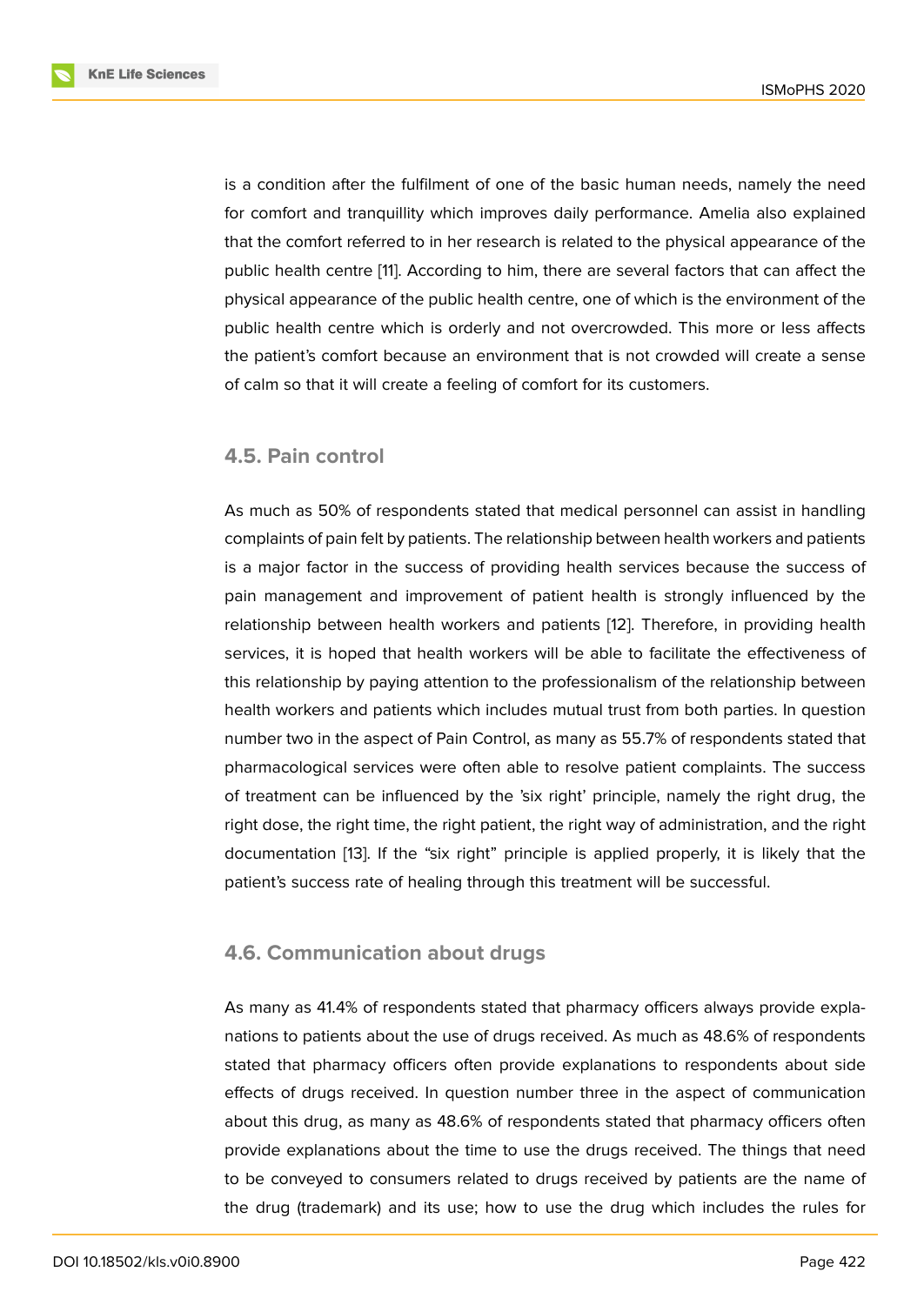is a condition after the fulfilment of one of the basic human needs, namely the need for comfort and tranquillity which improves daily performance. Amelia also explained that the comfort referred to in her research is related to the physical appearance of the public health centre [11]. According to him, there are several factors that can affect the physical appearance of the public health centre, one of which is the environment of the public health centre which is orderly and not overcrowded. This more or less affects the patient's comfort because an environment that is not crowded will create a sense of calm so that it will create a feeling of comfort for its customers.

## 4.5. Pain control

As much as 50% of respondents stated that medical personnel can assist in handling complaints of pain felt by patients. The relationship between health workers and patients is a major factor in the success of providing health services because the success of pain management and improvement of patient health is strongly influenced by the relationship between health workers and patients [12]. Therefore, in providing health services, it is hoped that health workers will be able to facilitate the effectiveness of this relationship by paying attention to the professionalism of the relationship between health workers and patients which includes mutual trust from both parties. In question number two in the aspect of Pain Control, as many as 55.7% of respondents stated that pharmacological services were often able to resolve patient complaints. The success of treatment can be influenced by the 'six right' principle, namely the right drug, the right dose, the right time, the right patient, the right way of administration, and the right documentation [13]. If the "six right" principle is applied properly, it is likely that the patient's success rate of healing through this treatment will be successful.

## 4.6. Communication about drugs

As many as 41.4% of respondents stated that pharmacy officers always provide explanations to patients about the use of drugs received. As much as 48.6% of respondents stated that pharmacy officers often provide explanations to respondents about side effects of drugs received. In question number three in the aspect of communication about this drug, as many as 48.6% of respondents stated that pharmacy officers often provide explanations about the time to use the drugs received. The things that need to be conveyed to consumers related to drugs received by patients are the name of the drug (trademark) and its use; how to use the drug which includes the rules for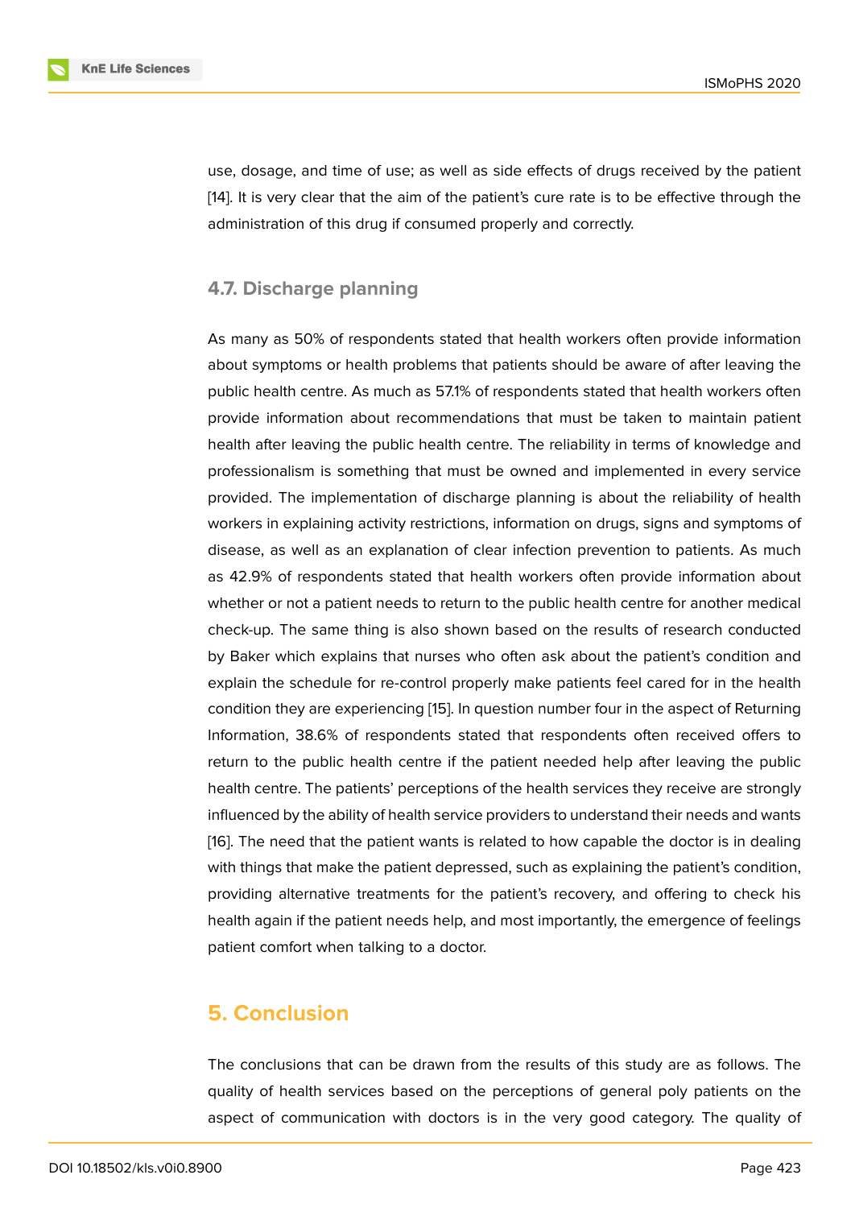use, dosage, and time of use; as well as side effects of drugs received by the patient [14]. It is very clear that the aim of the patient's cure rate is to be effective through the administration of this drug if consumed properly and correctly.

### 4.7. Discharge planning

As many as 50% of respondents stated that health workers often provide information about symptoms or health problems that patients should be aware of after leaving the public health centre. As much as 57.1% of respondents stated that health workers often provide information about recommendations that must be taken to maintain patient health after leaving the public health centre. The reliability in terms of knowledge and professionalism is something that must be owned and implemented in every service provided. The implementation of discharge planning is about the reliability of health workers in explaining activity restrictions, information on drugs, signs and symptoms of disease, as well as an explanation of clear infection prevention to patients. As much as 42.9% of respondents stated that health workers often provide information about whether or not a patient needs to return to the public health centre for another medical check-up. The same thing is also shown based on the results of research conducted by Baker which explains that nurses who often ask about the patient's condition and explain the schedule for re-control properly make patients feel cared for in the health condition they are experiencing [15]. In question number four in the aspect of Returning Information, 38.6% of respondents stated that respondents often received offers to return to the public health centre if the patient needed help after leaving the public health centre. The patients' perceptions of the health services they receive are strongly influenced by the ability of health service providers to understand their needs and wants [16]. The need that the patient wants is related to how capable the doctor is in dealing with things that make the patient depressed, such as explaining the patient's condition, providing alternative treatments for the patient's recovery, and offering to check his health again if the patient needs help, and most importantly, the emergence of feelings patient comfort when talking to a doctor.

## 5. Conclusion

The conclusions that can be drawn from the results of this study are as follows. The quality of health services based on the perceptions of general poly patients on the aspect of communication with doctors is in the very good category. The quality of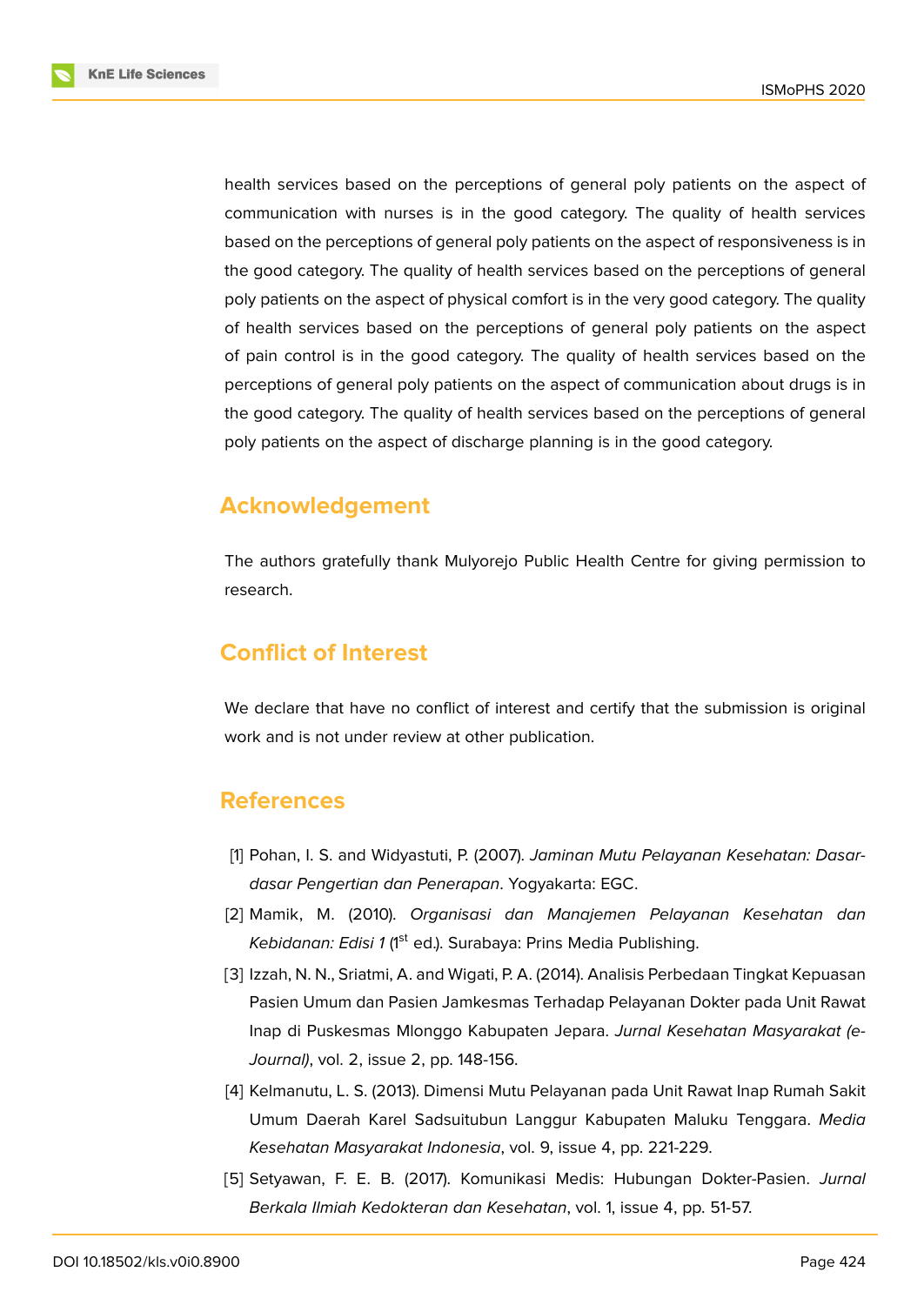health services based on the perceptions of general poly patients on the aspect of communication with nurses is in the good category. The quality of health services based on the perceptions of general poly patients on the aspect of responsiveness is in the good category. The quality of health services based on the perceptions of general poly patients on the aspect of physical comfort is in the very good category. The quality of health services based on the perceptions of general poly patients on the aspect of pain control is in the good category. The quality of health services based on the perceptions of general poly patients on the aspect of communication about drugs is in the good category. The quality of health services based on the perceptions of general poly patients on the aspect of discharge planning is in the good category.

## Acknowledgement

The authors gratefully thank Mulyorejo Public Health Centre for giving permission to research.

## Conflict of Interest

We declare that have no conflict of interest and certify that the submission is original work and is not under review at other publication.

## References

[1] Pohan, I. S. and Widyastuti, P. (2007). *Jaminan Mutu Pelayanan Kesehatan: Dasar-dasar Pengertian dan Penerapan*. Yogyakarta: EGC.

[2] Mamik, M. (2010). *Organisasi dan Manajemen Pelayanan Kesehatan dan Kebidanan: Edisi 1* (1st ed.). Surabaya: Prins Media Publishing.

[3] Izzah, N. N., Sriatmi, A. and Wigati, P. A. (2014). Analisis Perbedaan Tingkat Kepuasan Pasien Umum dan Pasien Jamkesmas Terhadap Pelayanan Dokter pada Unit Rawat Inap di Puskesmas Mlonggo Kabupaten Jepara. *Jurnal Kesehatan Masyarakat (e-Journal)*, vol. 2, issue 2, pp. 148-156.

[4] Kelmanutu, L. S. (2013). Dimensi Mutu Pelayanan pada Unit Rawat Inap Rumah Sakit Umum Daerah Karel Sadsuitubun Langgur Kabupaten Maluku Tenggara. *Media Kesehatan Masyarakat Indonesia*, vol. 9, issue 4, pp. 221-229.

[5] Setyawan, F. E. B. (2017). Komunikasi Medis: Hubungan Dokter-Pasien. *Jurnal Berkala Ilmiah Kedokteran dan Kesehatan*, vol. 1, issue 4, pp. 51-57.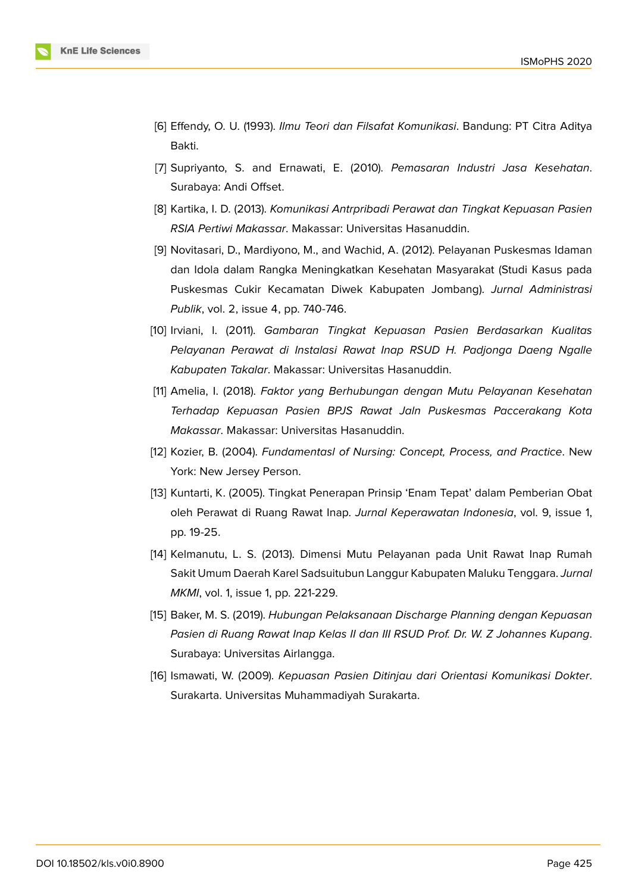[6] Effendy, O. U. (1993). *Ilmu Teori dan Filsafat Komunikasi*. Bandung: PT Citra Aditya Bakti.

[7] Supriyanto, S. and Ernawati, E. (2010). *Pemasaran Industri Jasa Kesehatan*. Surabaya: Andi Offset.

[8] Kartika, I. D. (2013). *Komunikasi Antrpribadi Perawat dan Tingkat Kepuasan Pasien RSIA Pertiwi Makassar*. Makassar: Universitas Hasanuddin.

[9] Novitasari, D., Mardiyono, M., and Wachid, A. (2012). Pelayanan Puskesmas Idaman dan Idola dalam Rangka Meningkatkan Kesehatan Masyarakat (Studi Kasus pada Puskesmas Cukir Kecamatan Diwek Kabupaten Jombang). *Jurnal Administrasi Publik*, vol. 2, issue 4, pp. 740-746.

[10] Irviani, I. (2011). *Gambaran Tingkat Kepuasan Pasien Berdasarkan Kualitas Pelayanan Perawat di Instalasi Rawat Inap RSUD H. Padjonga Daeng Ngalle Kabupaten Takalar*. Makassar: Universitas Hasanuddin.

[11] Amelia, I. (2018). *Faktor yang Berhubungan dengan Mutu Pelayanan Kesehatan Terhadap Kepuasan Pasien BPJS Rawat Jaln Puskesmas Paccerakang Kota Makassar*. Makassar: Universitas Hasanuddin.

[12] Kozier, B. (2004). *Fundamentasl of Nursing: Concept, Process, and Practice*. New York: New Jersey Person.

[13] Kuntarti, K. (2005). Tingkat Penerapan Prinsip 'Enam Tepat' dalam Pemberian Obat oleh Perawat di Ruang Rawat Inap. *Jurnal Keperawatan Indonesia*, vol. 9, issue 1, pp. 19-25.

[14] Kelmanutu, L. S. (2013). Dimensi Mutu Pelayanan pada Unit Rawat Inap Rumah Sakit Umum Daerah Karel Sadsuitubun Langgur Kabupaten Maluku Tenggara. *Jurnal MKMI*, vol. 1, issue 1, pp. 221-229.

[15] Baker, M. S. (2019). *Hubungan Pelaksanaan Discharge Planning dengan Kepuasan Pasien di Ruang Rawat Inap Kelas II dan III RSUD Prof. Dr. W. Z Johannes Kupang*. Surabaya: Universitas Airlangga.

[16] Ismawati, W. (2009). *Kepuasan Pasien Ditinjau dari Orientasi Komunikasi Dokter*. Surakarta. Universitas Muhammadiyah Surakarta.